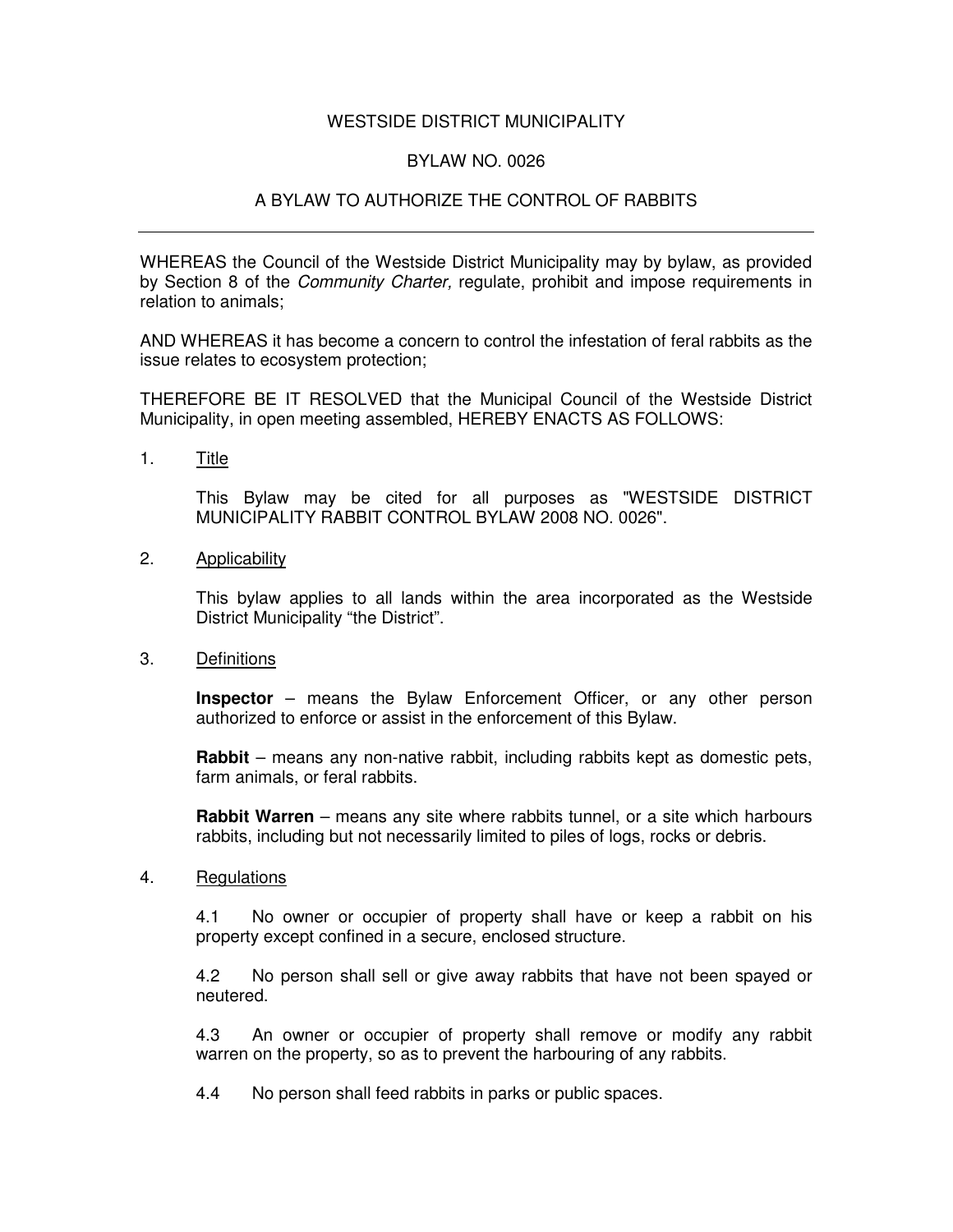# WESTSIDE DISTRICT MUNICIPALITY

## BYLAW NO. 0026

## A BYLAW TO AUTHORIZE THE CONTROL OF RABBITS

---

WHEREAS the Council of the Westside District Municipality may by bylaw, as provided by Section 8 of the *Community Charter,* regulate, prohibit and impose requirements in relation to animals;

AND WHEREAS it has become a concern to control the infestation of feral rabbits as the issue relates to ecosystem protection;

THEREFORE BE IT RESOLVED that the Municipal Council of the Westside District Municipality, in open meeting assembled, HEREBY ENACTS AS FOLLOWS:

1. <u>Title</u>

   This Bylaw may be cited for all purposes as "WESTSIDE DISTRICT MUNICIPALITY RABBIT CONTROL BYLAW 2008 NO. 0026".

2. <u>Applicability</u>

   This bylaw applies to all lands within the area incorporated as the Westside District Municipality "the District".

3. <u>Definitions</u>

   **Inspector** – means the Bylaw Enforcement Officer, or any other person authorized to enforce or assist in the enforcement of this Bylaw.

   **Rabbit** – means any non-native rabbit, including rabbits kept as domestic pets, farm animals, or feral rabbits.

   **Rabbit Warren** – means any site where rabbits tunnel, or a site which harbours rabbits, including but not necessarily limited to piles of logs, rocks or debris.

4. <u>Regulations</u>

   4.1 No owner or occupier of property shall have or keep a rabbit on his property except confined in a secure, enclosed structure.

   4.2 No person shall sell or give away rabbits that have not been spayed or neutered.

   4.3 An owner or occupier of property shall remove or modify any rabbit warren on the property, so as to prevent the harbouring of any rabbits.

   4.4 No person shall feed rabbits in parks or public spaces.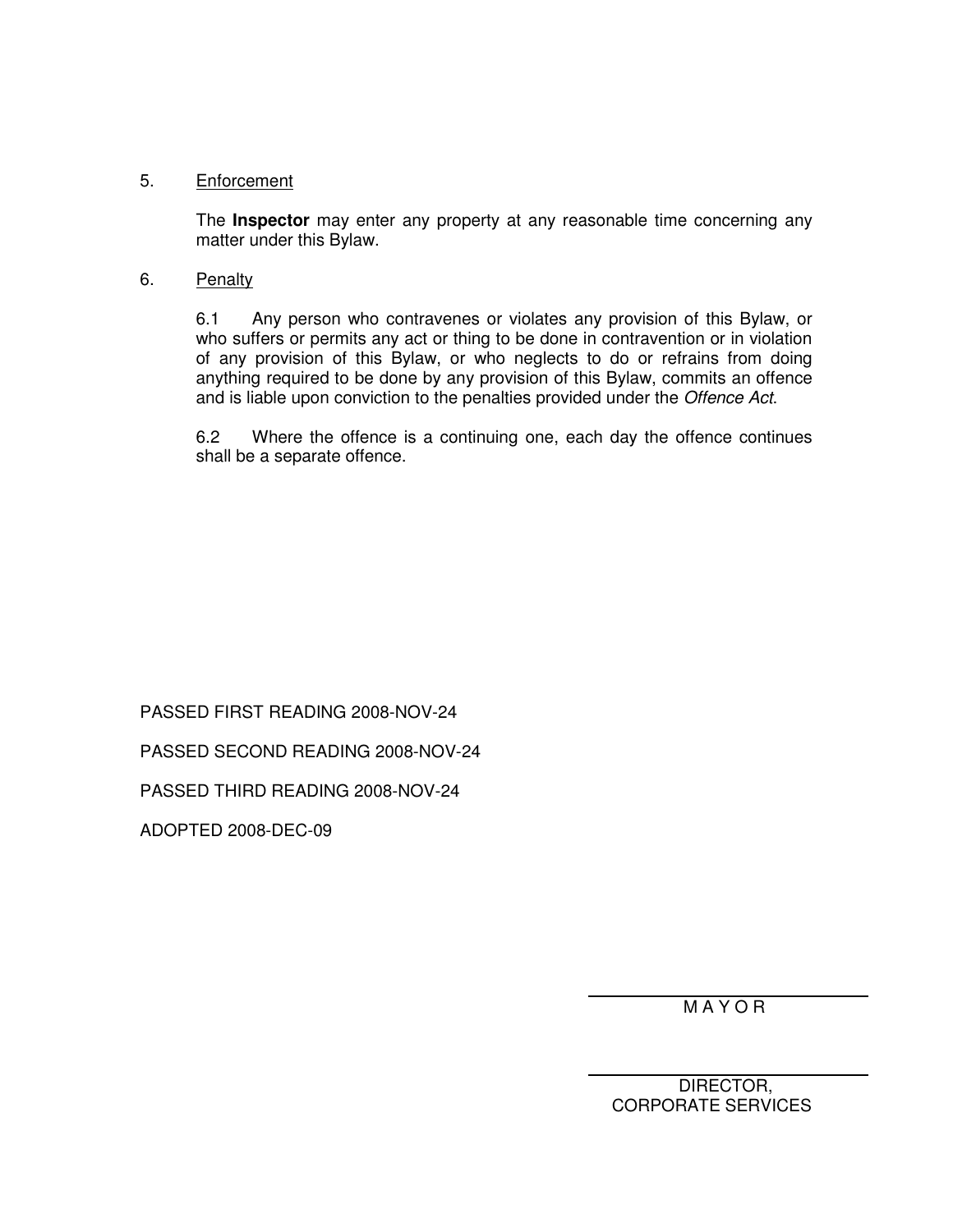5. <u>Enforcement</u>

   The **Inspector** may enter any property at any reasonable time concerning any matter under this Bylaw.

6. <u>Penalty</u>

   6.1 Any person who contravenes or violates any provision of this Bylaw, or who suffers or permits any act or thing to be done in contravention or in violation of any provision of this Bylaw, or who neglects to do or refrains from doing anything required to be done by any provision of this Bylaw, commits an offence and is liable upon conviction to the penalties provided under the *Offence Act*.

   6.2 Where the offence is a continuing one, each day the offence continues shall be a separate offence.

PASSED FIRST READING 2008-NOV-24

PASSED SECOND READING 2008-NOV-24

PASSED THIRD READING 2008-NOV-24

ADOPTED 2008-DEC-09

M A Y O R

DIRECTOR,
CORPORATE SERVICES